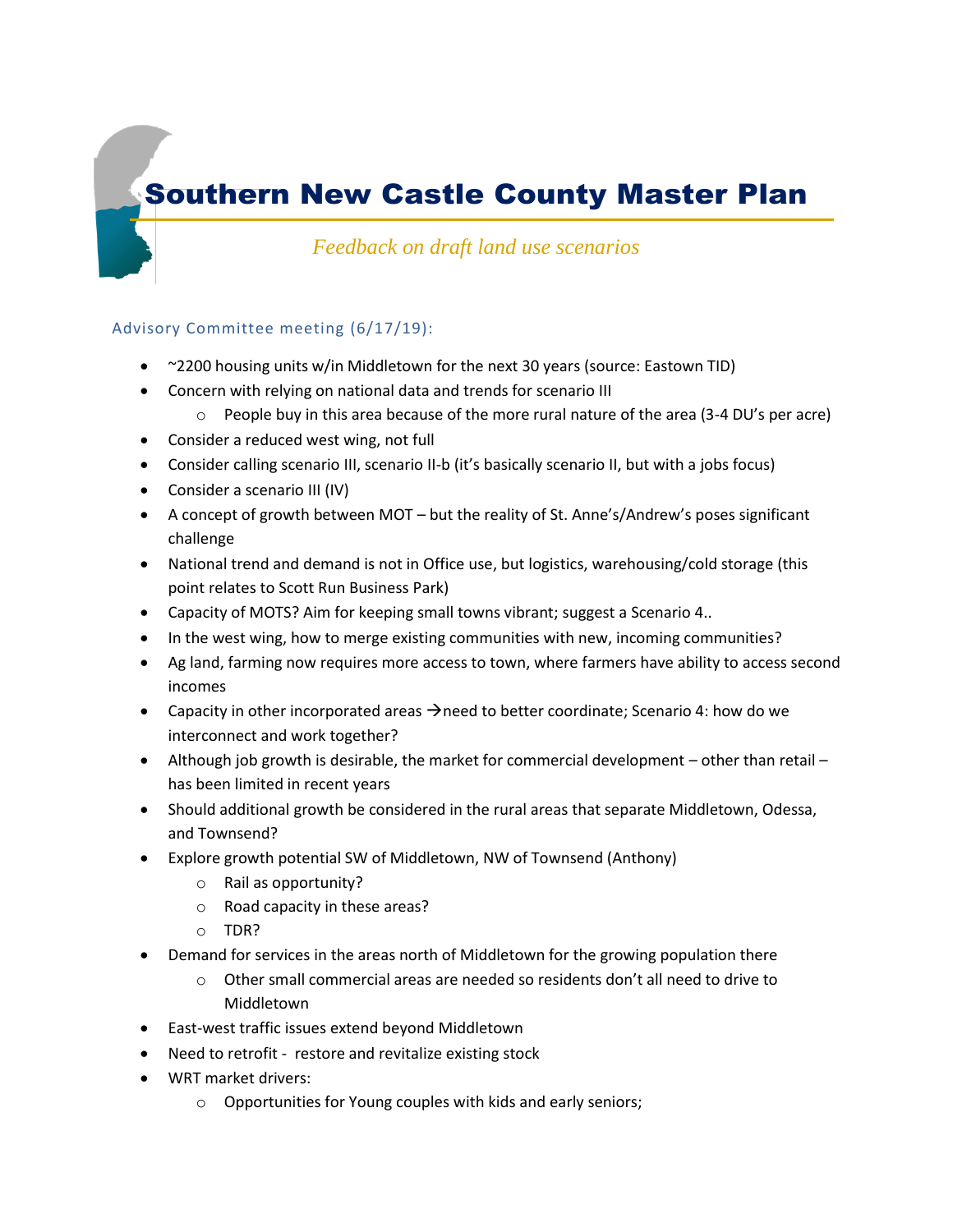# Southern New Castle County Master Plan

*Feedback on draft land use scenarios*

## Advisory Committee meeting (6/17/19):

- ~2200 housing units w/in Middletown for the next 30 years (source: Eastown TID)
- Concern with relying on national data and trends for scenario III
  - People buy in this area because of the more rural nature of the area (3-4 DU's per acre)
- Consider a reduced west wing, not full
- Consider calling scenario III, scenario II-b (it's basically scenario II, but with a jobs focus)
- Consider a scenario III (IV)
- A concept of growth between MOT – but the reality of St. Anne's/Andrew's poses significant challenge
- National trend and demand is not in Office use, but logistics, warehousing/cold storage (this point relates to Scott Run Business Park)
- Capacity of MOTS? Aim for keeping small towns vibrant; suggest a Scenario 4..
- In the west wing, how to merge existing communities with new, incoming communities?
- Ag land, farming now requires more access to town, where farmers have ability to access second incomes
- Capacity in other incorporated areas →need to better coordinate; Scenario 4: how do we interconnect and work together?
- Although job growth is desirable, the market for commercial development – other than retail – has been limited in recent years
- Should additional growth be considered in the rural areas that separate Middletown, Odessa, and Townsend?
- Explore growth potential SW of Middletown, NW of Townsend (Anthony)
  - Rail as opportunity?
  - Road capacity in these areas?
  - TDR?
- Demand for services in the areas north of Middletown for the growing population there
  - Other small commercial areas are needed so residents don't all need to drive to Middletown
- East-west traffic issues extend beyond Middletown
- Need to retrofit - restore and revitalize existing stock
- WRT market drivers:
  - Opportunities for Young couples with kids and early seniors;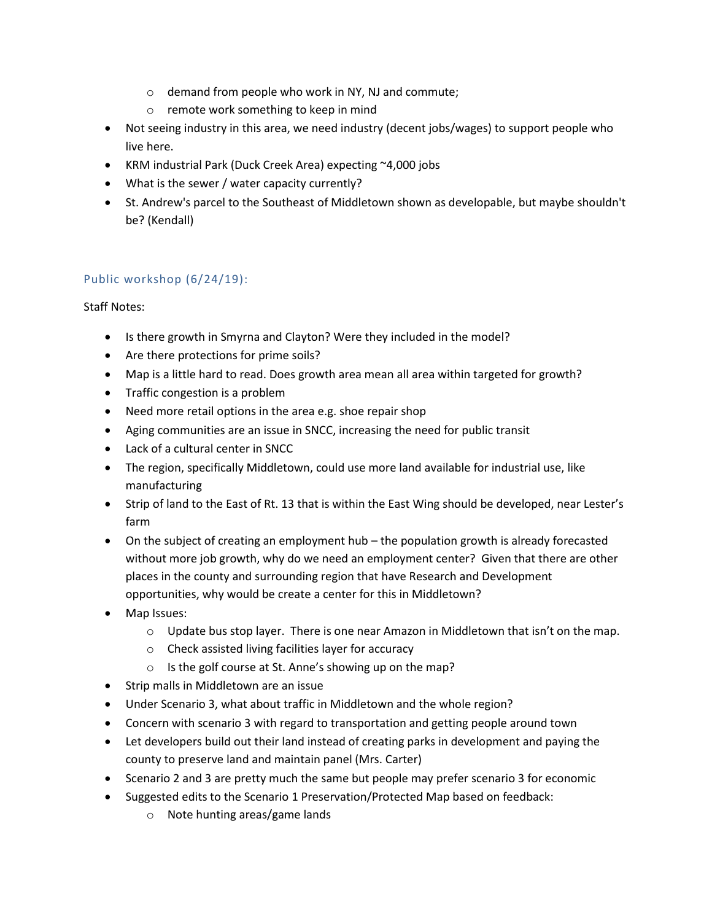- demand from people who work in NY, NJ and commute;
  - remote work something to keep in mind
- Not seeing industry in this area, we need industry (decent jobs/wages) to support people who live here.
- KRM industrial Park (Duck Creek Area) expecting ~4,000 jobs
- What is the sewer / water capacity currently?
- St. Andrew's parcel to the Southeast of Middletown shown as developable, but maybe shouldn't be? (Kendall)

### Public workshop (6/24/19):

Staff Notes:

- Is there growth in Smyrna and Clayton? Were they included in the model?
- Are there protections for prime soils?
- Map is a little hard to read. Does growth area mean all area within targeted for growth?
- Traffic congestion is a problem
- Need more retail options in the area e.g. shoe repair shop
- Aging communities are an issue in SNCC, increasing the need for public transit
- Lack of a cultural center in SNCC
- The region, specifically Middletown, could use more land available for industrial use, like manufacturing
- Strip of land to the East of Rt. 13 that is within the East Wing should be developed, near Lester's farm
- On the subject of creating an employment hub – the population growth is already forecasted without more job growth, why do we need an employment center? Given that there are other places in the county and surrounding region that have Research and Development opportunities, why would be create a center for this in Middletown?
- Map Issues:
  - Update bus stop layer. There is one near Amazon in Middletown that isn't on the map.
  - Check assisted living facilities layer for accuracy
  - Is the golf course at St. Anne's showing up on the map?
- Strip malls in Middletown are an issue
- Under Scenario 3, what about traffic in Middletown and the whole region?
- Concern with scenario 3 with regard to transportation and getting people around town
- Let developers build out their land instead of creating parks in development and paying the county to preserve land and maintain panel (Mrs. Carter)
- Scenario 2 and 3 are pretty much the same but people may prefer scenario 3 for economic
- Suggested edits to the Scenario 1 Preservation/Protected Map based on feedback:
  - Note hunting areas/game lands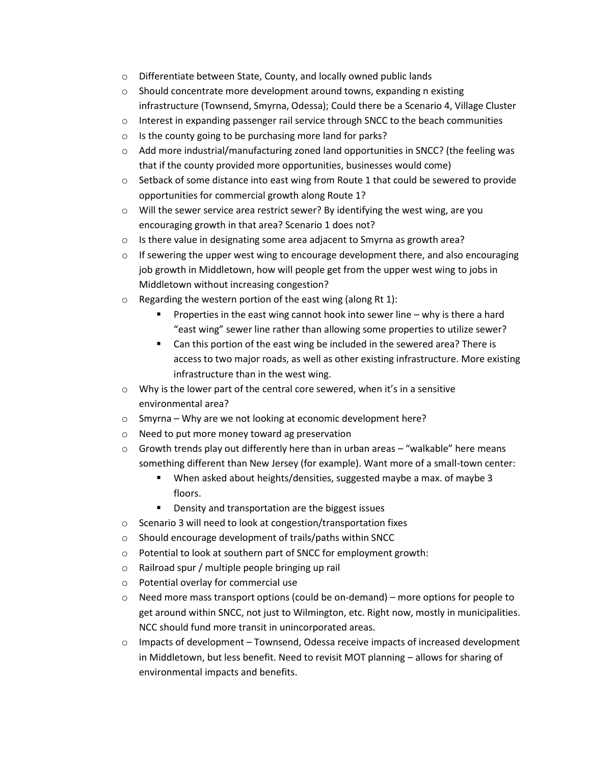- Differentiate between State, County, and locally owned public lands
- Should concentrate more development around towns, expanding n existing infrastructure (Townsend, Smyrna, Odessa); Could there be a Scenario 4, Village Cluster
- Interest in expanding passenger rail service through SNCC to the beach communities
- Is the county going to be purchasing more land for parks?
- Add more industrial/manufacturing zoned land opportunities in SNCC? (the feeling was that if the county provided more opportunities, businesses would come)
- Setback of some distance into east wing from Route 1 that could be sewered to provide opportunities for commercial growth along Route 1?
- Will the sewer service area restrict sewer? By identifying the west wing, are you encouraging growth in that area? Scenario 1 does not?
- Is there value in designating some area adjacent to Smyrna as growth area?
- If sewering the upper west wing to encourage development there, and also encouraging job growth in Middletown, how will people get from the upper west wing to jobs in Middletown without increasing congestion?
- Regarding the western portion of the east wing (along Rt 1):
  - Properties in the east wing cannot hook into sewer line – why is there a hard "east wing" sewer line rather than allowing some properties to utilize sewer?
  - Can this portion of the east wing be included in the sewered area? There is access to two major roads, as well as other existing infrastructure. More existing infrastructure than in the west wing.
- Why is the lower part of the central core sewered, when it's in a sensitive environmental area?
- Smyrna – Why are we not looking at economic development here?
- Need to put more money toward ag preservation
- Growth trends play out differently here than in urban areas – "walkable" here means something different than New Jersey (for example). Want more of a small-town center:
  - When asked about heights/densities, suggested maybe a max. of maybe 3 floors.
  - Density and transportation are the biggest issues
- Scenario 3 will need to look at congestion/transportation fixes
- Should encourage development of trails/paths within SNCC
- Potential to look at southern part of SNCC for employment growth:
- Railroad spur / multiple people bringing up rail
- Potential overlay for commercial use
- Need more mass transport options (could be on-demand) – more options for people to get around within SNCC, not just to Wilmington, etc. Right now, mostly in municipalities. NCC should fund more transit in unincorporated areas.
- Impacts of development – Townsend, Odessa receive impacts of increased development in Middletown, but less benefit. Need to revisit MOT planning – allows for sharing of environmental impacts and benefits.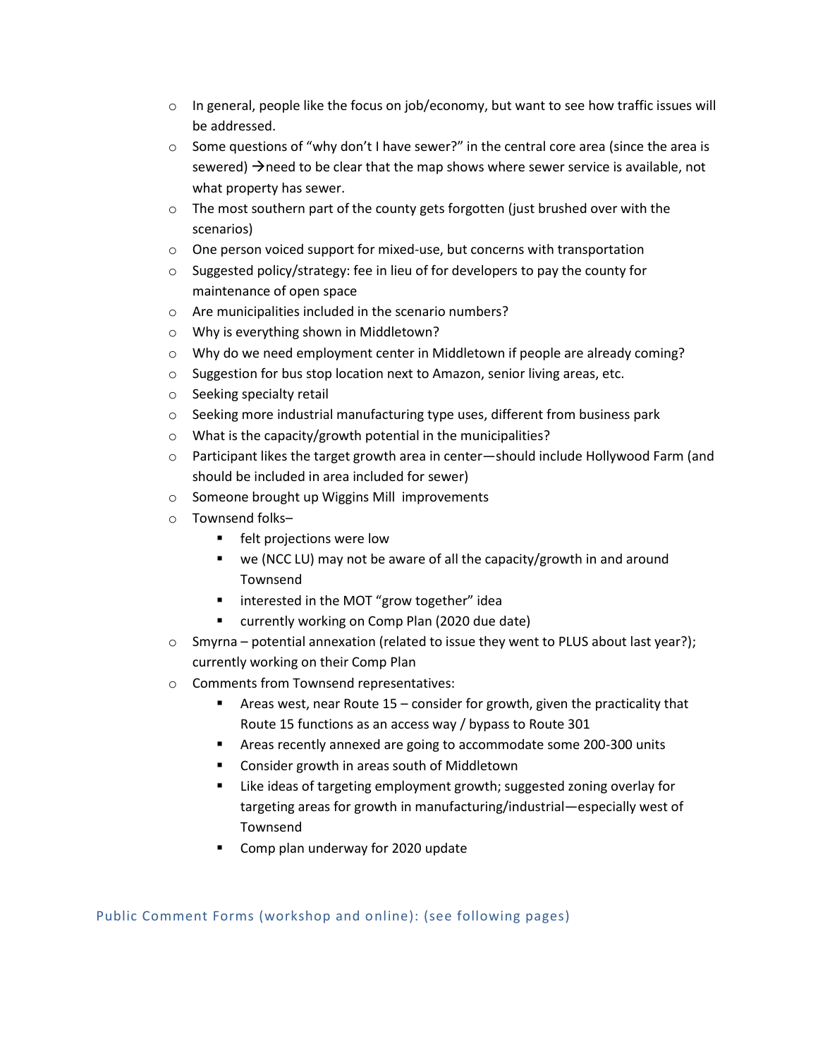- In general, people like the focus on job/economy, but want to see how traffic issues will be addressed.
- Some questions of "why don't I have sewer?" in the central core area (since the area is sewered) →need to be clear that the map shows where sewer service is available, not what property has sewer.
- The most southern part of the county gets forgotten (just brushed over with the scenarios)
- One person voiced support for mixed-use, but concerns with transportation
- Suggested policy/strategy: fee in lieu of for developers to pay the county for maintenance of open space
- Are municipalities included in the scenario numbers?
- Why is everything shown in Middletown?
- Why do we need employment center in Middletown if people are already coming?
- Suggestion for bus stop location next to Amazon, senior living areas, etc.
- Seeking specialty retail
- Seeking more industrial manufacturing type uses, different from business park
- What is the capacity/growth potential in the municipalities?
- Participant likes the target growth area in center—should include Hollywood Farm (and should be included in area included for sewer)
- Someone brought up Wiggins Mill improvements
- Townsend folks–
  - felt projections were low
  - we (NCC LU) may not be aware of all the capacity/growth in and around Townsend
  - interested in the MOT "grow together" idea
  - currently working on Comp Plan (2020 due date)
- Smyrna – potential annexation (related to issue they went to PLUS about last year?); currently working on their Comp Plan
- Comments from Townsend representatives:
  - Areas west, near Route 15 – consider for growth, given the practicality that Route 15 functions as an access way / bypass to Route 301
  - Areas recently annexed are going to accommodate some 200-300 units
  - Consider growth in areas south of Middletown
  - Like ideas of targeting employment growth; suggested zoning overlay for targeting areas for growth in manufacturing/industrial—especially west of Townsend
  - Comp plan underway for 2020 update

## Public Comment Forms (workshop and online): (see following pages)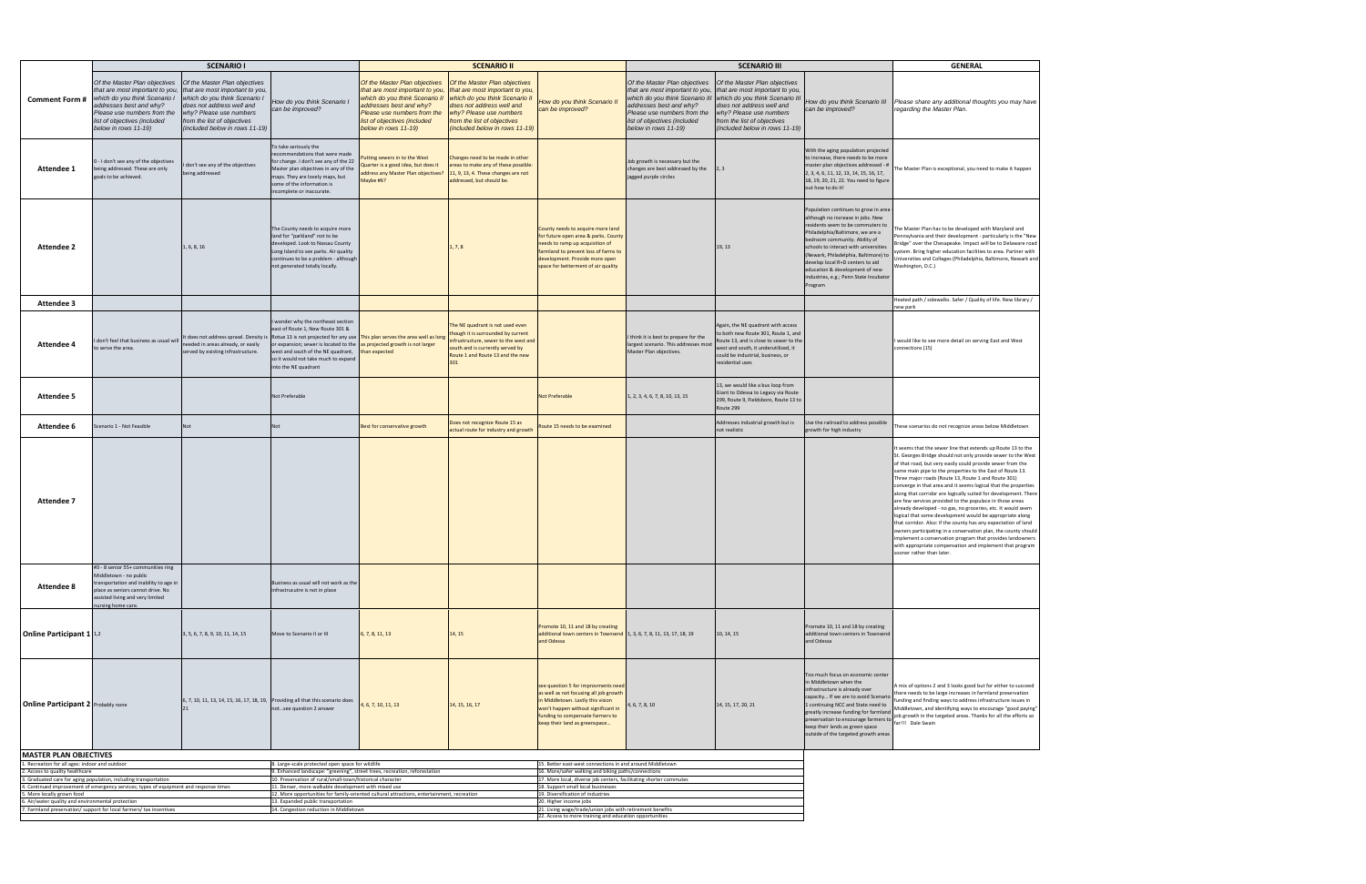| Comment Form # | SCENARIO I | | | SCENARIO II | | | SCENARIO III | | | GENERAL |
|---|---|---|---|---|---|---|---|---|---|---|
| | *Of the Master Plan objectives that are most important to you, which do you think Scenario I addresses best and why? Please use numbers from the list of objectives (included below in rows 11-19)* | *Of the Master Plan objectives that are most important to you, which do you think Scenario I does not address well and why? Please use numbers from the list of objectives (included below in rows 11-19)* | *How do you think Scenario I can be improved?* | *Of the Master Plan objectives that are most important to you, which do you think Scenario II addresses best and why? Please use numbers from the list of objectives (included below in rows 11-19)* | *Of the Master Plan objectives that are most important to you, which do you think Scenario II does not address well and why? Please use numbers from the list of objectives (included below in rows 11-19)* | *How do you think Scenario II can be improved?* | *Of the Master Plan objectives that are most important to you, which do you think Scenario III addresses best and why? Please use numbers from the list of objectives (included below in rows 11-19)* | *Of the Master Plan objectives that are most important to you, which do you think Scenario III does not address well and why? Please use numbers from the list of objectives (included below in rows 11-19)* | *How do you think Scenario III can be improved?* | *Please share any additional thoughts you may have regarding the Master Plan.* |
| **Attendee 1** | 0 - I don't see any of the objectives being addressed. These are only goals to be achieved. | I don't see any of the objectives being addressed | To take seriously the recommendations that were made for change. I don't see any of the 22 Master plan objectives in any of the maps. They are lovely maps, but some of the information is incomplete or inaccurate. | Putting sewers in to the West Quarter is a good idea, but does it address any Master Plan objectives? Maybe #6? | Changes need to be made in other areas to make any of these possible: 11, 9, 13, 4. These changes are not addressed, but should be. | | Job growth is necessary but the changes are best addressed by the jagged purple circles | 2, 3 | With the aging population projected to increase, there needs to be more master plan objectives addressed - # 2, 3, 4, 6, 11, 12, 13, 14, 15, 16, 17, 18, 19, 20, 21, 22. You need to figure out how to do it! | The Master Plan is exceptional, you need to make it happen |
| **Attendee 2** | | 1, 6, 8, 16 | The County needs to acquire more land for "parkland" not to be developed. Look to Nassau County Long Island to see parks. Air quality continues to be a problem - although not generated totally locally. | | 1, 7, 8 | County needs to acquire more land for future open area & parks. County needs to ramp up acquisition of farmland to prevent loss of farms to development. Provide more open space for betterment of air quality | | 19, 13 | Population continues to grow in area although no increase in jobs. New residents seem to be commuters to Philadelphia/Baltimore, we are a bedroom community. Ability of schools to interact with universities (Newark, Philadelphia, Baltimore) to develop local R+D centers to aid education & development of new industries, e.g.; Penn State Incubator Program | The Master Plan has to be developed with Maryland and Pennsylvania and their development - particularly is the "New Bridge" over the Chesapeake. Impact will be to Delaware road system. Bring higher education facilities to area. Partner with Universities and Colleges (Philadelphia, Baltimore, Newark and Washington, D.C.) |
| **Attendee 3** | | | | | | | | | | Heated path / sidewalks. Safer / Quality of life. New library / new park |
| **Attendee 4** | I don't feel that business as usual will to serve the area. | It does not address sprawl. Density is needed in areas already, or easily served by existing infrastructure. | I wonder why the northeast section east of Route 1, New Route 301 & Rotue 13 is not projected for any use or expansion; sewer is located to the west and south of the NE quadrant, so it would not take much to expand into the NE quadrant | This plan serves the area well as long as projected growth is not larger than expected | The NE quadrant is not used even though it is surrounded by current infrastructure, sewer to the west and south and is currently served by Route 1 and Route 13 and the new 301 | | I think it is best to prepare for the largest scenario. This addresses most Master Plan objectives. | Again, the NE quadrant with access to both new Route 301, Route 1, and Route 13, and is close to sewer to the west and south, it underutilized, it could be industrial, business, or residential uses | | I would like to see more detail on serving East and West connections (15) |
| **Attendee 5** | | | Not Preferable | | | Not Preferable | 1, 2, 3, 4, 6, 7, 8, 10, 13, 15 | 13, we would like a bus loop from Giant to Odessa to Legacy via Route 299, Route 9, Fieldsboro, Route 13 to Route 299 | | |
| **Attendee 6** | Scenario 1 - Not Feasible | Not | Not | Best for conservative growth | Does not recognize Route 15 as actual route for industry and growth | Route 15 needs to be examined | | Addresses industrial growth but is not realistic | Use the railroad to address possible growth for high industry | These scenarios do not recognize areas below Middletown |
| **Attendee 7** | | | | | | | | | | It seems that the sewer line that extends up Route 13 to the St. Georges Bridge should not only provide sewer to the West of that road, but very easily could provide sewer from the same main pipe to the properties to the East of Route 13. Three major roads (Route 13, Route 1 and Route 301) converge in that area and it seems logical that the properties along that corridor are logically suited for development. There are few services provided to the populace in those areas already developed - no gas, no groceries, etc. It would seem logical that some development would be appropriate along that corridor. Also: if the county has any expectation of land owners participating in a conservation plan, the county should implement a conservation program that provides landowners with appropriate compensation and implement that program sooner rather than later. |
| **Attendee 8** | #3 - 8 senior 55+ communities ring Middletown - no public transportation and inability to age in place as seniors cannot drive. No assisted living and very limited nursing home care. | | Business as usual will not work as the infrastrucutre is not in place | | | | | | | |
| **Online Participant 1** | 1,2 | 3, 5, 6, 7, 8, 9, 10, 11, 14, 15 | Move to Scenario II or III | 6, 7, 8, 11, 13 | 14, 15 | Promote 10, 11 and 18 by creating additional town centers in Townsend and Odessa | 1, 3, 6, 7, 8, 11, 13, 17, 18, 19 | 10, 14, 15 | Promote 10, 11 and 18 by creating additional town centers in Townsend and Odessa | |
| **Online Participant 2** | Probably none | 6, 7, 10, 11, 13, 14, 15, 16, 17, 18, 19, 21 | Providing all that this scenario does not...see question 2 answer | 4, 6, 7, 10, 11, 13 | 14, 15, 16, 17 | see question 5 for improvements need as well as not focusing all job growth in Middletown. Lastly this vision won't happen without significant in funding to compensate farmers to keep their land as greenspace... | 4, 6, 7, 8, 10 | 14, 15, 17, 20, 21 | Too much focus on economic center in Middletown when the infrastructure is already over capacity. . If we are to avoid Scenario 1 continuing NCC and State need to greatly increase funding for farmland preservation to encourage farmers to keep their lands as green space outside of the targeted growth areas | A mix of options 2 and 3 looks good but for either to succeed there needs to be large increases in farmland preservation funding and finding ways to address infrastructure issues in Middletown, and identifying ways to encourage "good paying" job growth in the targeted areas. Thanks for all the efforts so far!!! Dale Swain |

**MASTER PLAN OBJECTIVES**

1. Recreation for all ages: indoor and outdoor
2. Access to quality healthcare
3. Graduated care for aging population, including transportation
4. Continued improvement of emergency services; types of equipment and response times
5. More locally grown food
6. Air/water quality and environmental protection
7. Farmland preservation/ support for local farmers/ tax incentives
8. Large-scale protected open space for wildlife
9. Enhanced landscape: "greening", street trees, recreation, reforestation
10. Preservation of rural/small-town/historical character
11. Denser, more walkable development with mixed use
12. More opportunities for family-oriented cultural attractions, entertainment, recreation
13. Expanded public transportation
14. Congestion reduction in Middletown
15. Better east-west connections in and around Middletown
16. More/safer walking and biking paths/connections
17. More local, diverse job centers, facilitating shorter commutes
18. Support small local businesses
19. Diversification of industries
20. Higher income jobs
21. Living wage/trade/union jobs with retirement benefits
22. Access to more training and education opportunities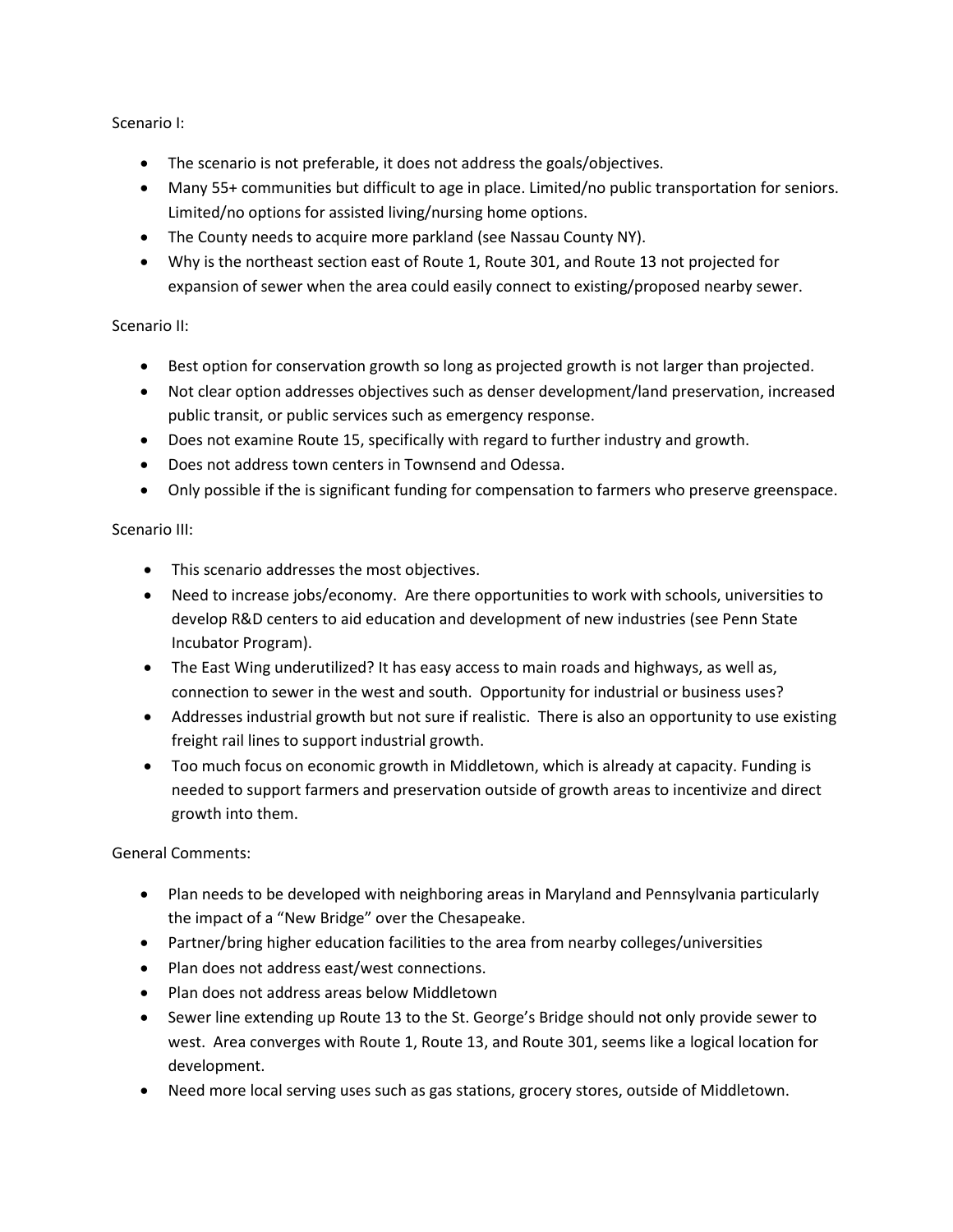Scenario I:

- The scenario is not preferable, it does not address the goals/objectives.
- Many 55+ communities but difficult to age in place. Limited/no public transportation for seniors. Limited/no options for assisted living/nursing home options.
- The County needs to acquire more parkland (see Nassau County NY).
- Why is the northeast section east of Route 1, Route 301, and Route 13 not projected for expansion of sewer when the area could easily connect to existing/proposed nearby sewer.

Scenario II:

- Best option for conservation growth so long as projected growth is not larger than projected.
- Not clear option addresses objectives such as denser development/land preservation, increased public transit, or public services such as emergency response.
- Does not examine Route 15, specifically with regard to further industry and growth.
- Does not address town centers in Townsend and Odessa.
- Only possible if the is significant funding for compensation to farmers who preserve greenspace.

Scenario III:

- This scenario addresses the most objectives.
- Need to increase jobs/economy. Are there opportunities to work with schools, universities to develop R&D centers to aid education and development of new industries (see Penn State Incubator Program).
- The East Wing underutilized? It has easy access to main roads and highways, as well as, connection to sewer in the west and south. Opportunity for industrial or business uses?
- Addresses industrial growth but not sure if realistic. There is also an opportunity to use existing freight rail lines to support industrial growth.
- Too much focus on economic growth in Middletown, which is already at capacity. Funding is needed to support farmers and preservation outside of growth areas to incentivize and direct growth into them.

General Comments:

- Plan needs to be developed with neighboring areas in Maryland and Pennsylvania particularly the impact of a "New Bridge" over the Chesapeake.
- Partner/bring higher education facilities to the area from nearby colleges/universities
- Plan does not address east/west connections.
- Plan does not address areas below Middletown
- Sewer line extending up Route 13 to the St. George's Bridge should not only provide sewer to west. Area converges with Route 1, Route 13, and Route 301, seems like a logical location for development.
- Need more local serving uses such as gas stations, grocery stores, outside of Middletown.